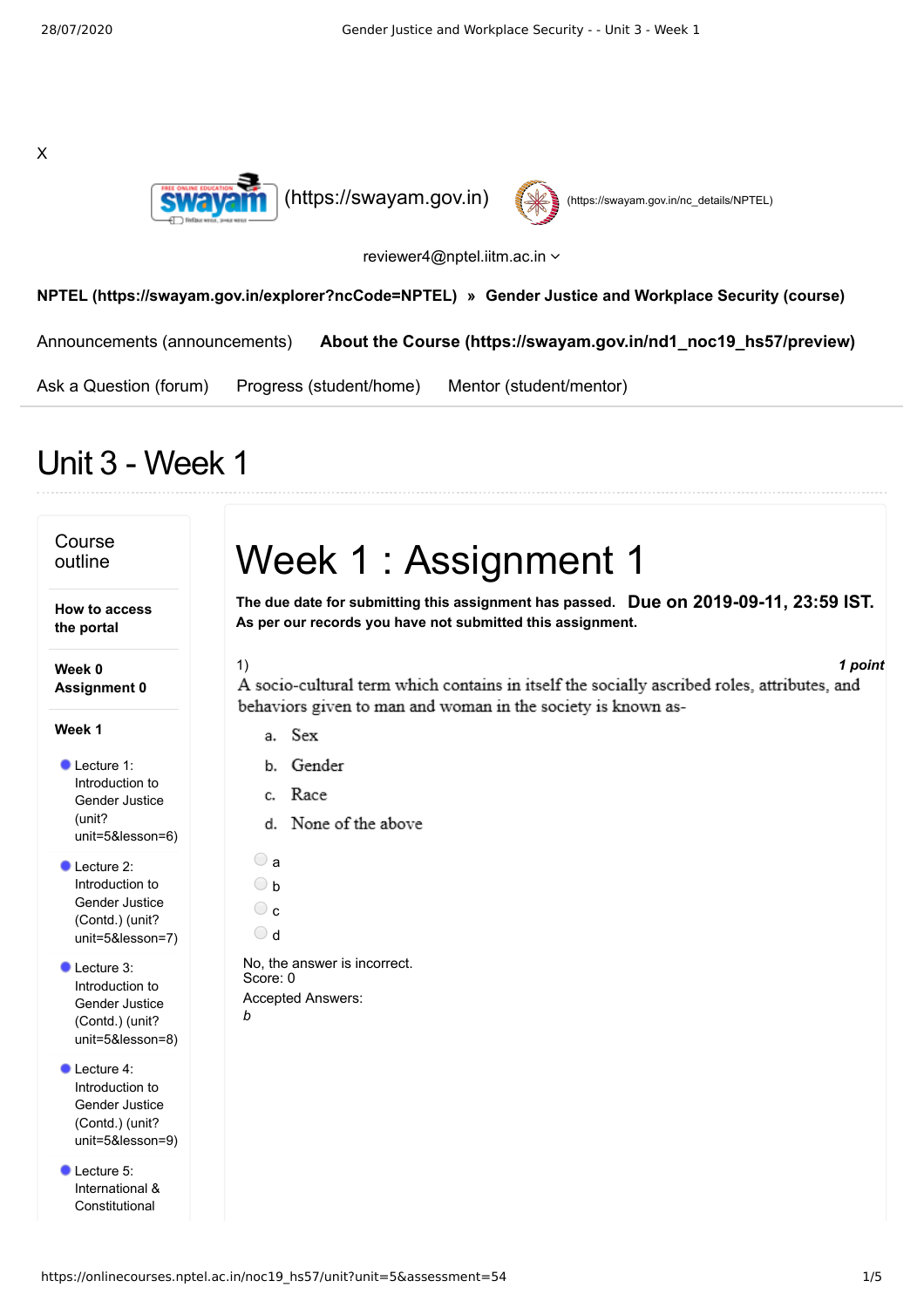X

(https://swayam.gov.in) (https://swayam.gov.in/nc_details/NPTEL)

reviewer4@nptel.iitm.ac.in

**NPTEL (https://swayam.gov.in/explorer?ncCode=NPTEL) » Gender Justice and Workplace Security (course)**

Announcements (announcements) **About the Course (https://swayam.gov.in/nd1_noc19_hs57/preview)**

Ask a Question (forum) Progress (student/home) Mentor (student/mentor)

# Unit 3 - Week 1

Course outline

**How to access the portal**

**Week 0 Assignment 0**

**Week 1**

- Lecture 1: Introduction to Gender Justice (unit?unit=5&lesson=6)
- Lecture 2: Introduction to Gender Justice (Contd.) (unit?unit=5&lesson=7)
- Lecture 3: Introduction to Gender Justice (Contd.) (unit?unit=5&lesson=8)
- Lecture 4: Introduction to Gender Justice (Contd.) (unit?unit=5&lesson=9)
- Lecture 5: International & Constitutional

# Week 1 : Assignment 1

**The due date for submitting this assignment has passed.** **Due on 2019-09-11, 23:59 IST.**
**As per our records you have not submitted this assignment.**

1) *1 point*

A socio-cultural term which contains in itself the socially ascribed roles, attributes, and behaviors given to man and woman in the society is known as-

a. Sex
b. Gender
c. Race
d. None of the above

- a
- b
- c
- d

No, the answer is incorrect.
Score: 0
Accepted Answers:
*b*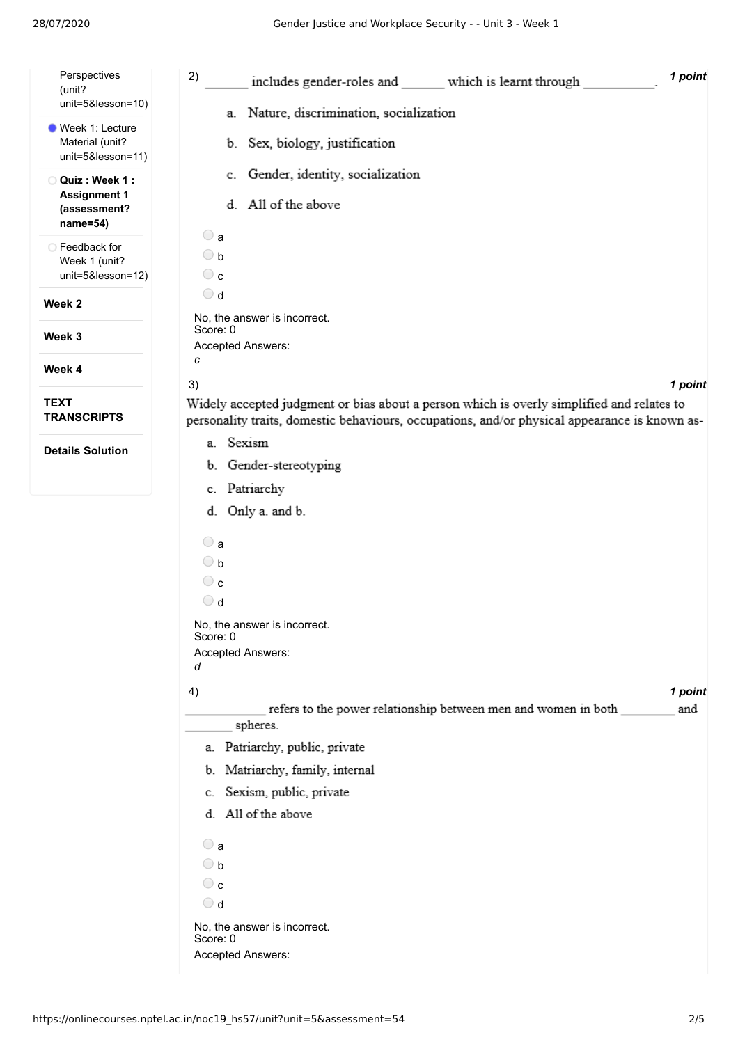- Perspectives (unit?unit=5&lesson=10)
- Week 1: Lecture Material (unit?unit=5&lesson=11)
- **Quiz : Week 1 : Assignment 1 (assessment?name=54)**
- Feedback for Week 1 (unit?unit=5&lesson=12)

**Week 2**

**Week 3**

**Week 4**

**TEXT TRANSCRIPTS**

**Details Solution**

2) ______ includes gender-roles and ______ which is learnt through ___________. *1 point*

a. Nature, discrimination, socialization

b. Sex, biology, justification

c. Gender, identity, socialization

d. All of the above

- a
- b
- c
- d

No, the answer is incorrect.
Score: 0
Accepted Answers:
*c*

3) *1 point*

Widely accepted judgment or bias about a person which is overly simplified and relates to personality traits, domestic behaviours, occupations, and/or physical appearance is known as-

a. Sexism

b. Gender-stereotyping

c. Patriarchy

d. Only a. and b.

- a
- b
- c
- d

No, the answer is incorrect.
Score: 0
Accepted Answers:
*d*

4) *1 point*

____________ refers to the power relationship between men and women in both ________ and _______ spheres.

a. Patriarchy, public, private

b. Matriarchy, family, internal

c. Sexism, public, private

d. All of the above

- a
- b
- c
- d

No, the answer is incorrect.
Score: 0
Accepted Answers: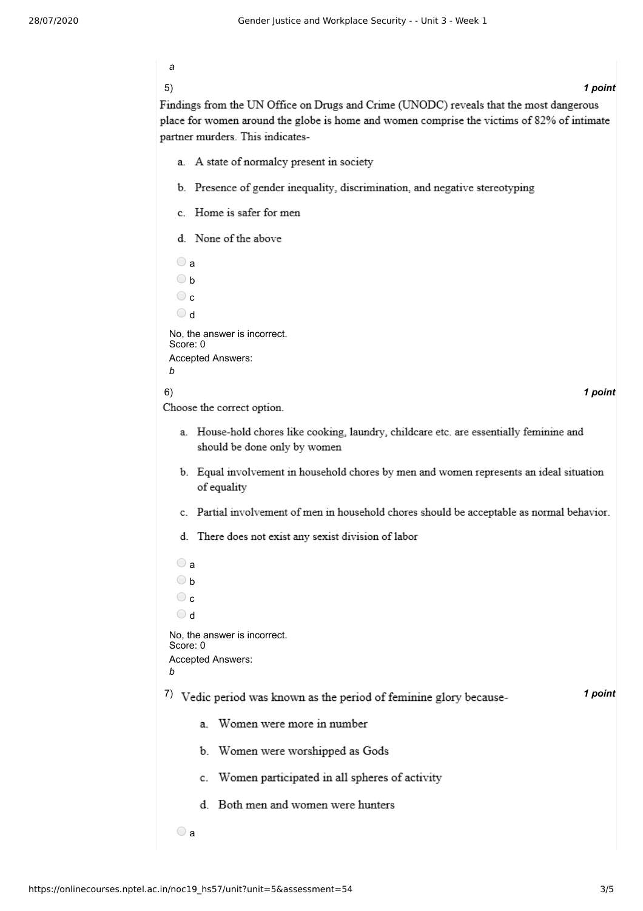*a*

5) ***1 point***

Findings from the UN Office on Drugs and Crime (UNODC) reveals that the most dangerous place for women around the globe is home and women comprise the victims of 82% of intimate partner murders. This indicates-

a. A state of normalcy present in society

b. Presence of gender inequality, discrimination, and negative stereotyping

c. Home is safer for men

d. None of the above

- a
- b
- c
- d

No, the answer is incorrect.
Score: 0

Accepted Answers:
*b*

6) ***1 point***

Choose the correct option.

a. House-hold chores like cooking, laundry, childcare etc. are essentially feminine and should be done only by women

b. Equal involvement in household chores by men and women represents an ideal situation of equality

c. Partial involvement of men in household chores should be acceptable as normal behavior.

d. There does not exist any sexist division of labor

- a
- b
- c
- d

No, the answer is incorrect.
Score: 0

Accepted Answers:
*b*

7) Vedic period was known as the period of feminine glory because- ***1 point***

a. Women were more in number

b. Women were worshipped as Gods

c. Women participated in all spheres of activity

d. Both men and women were hunters

- a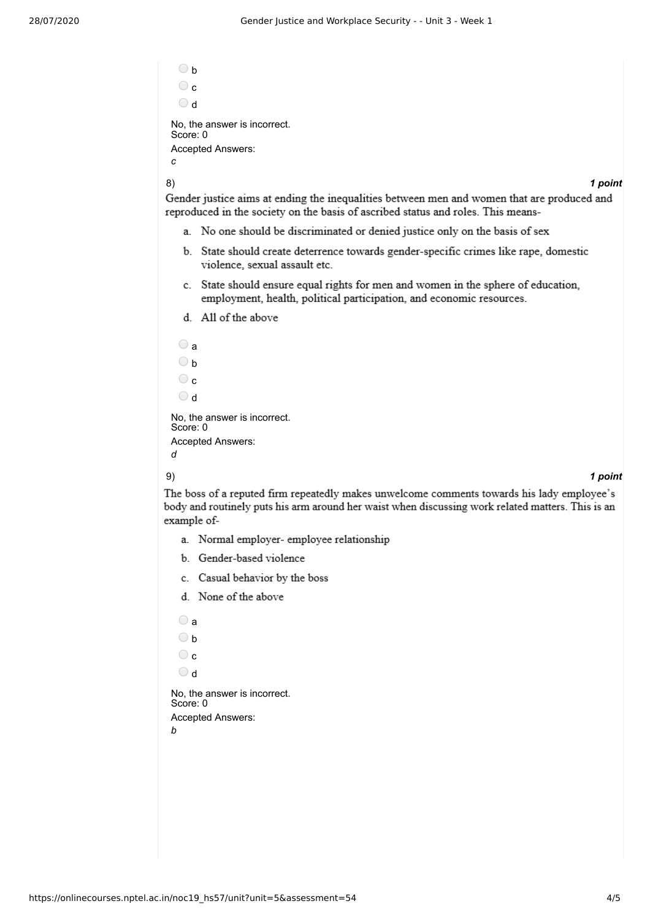- b
- c
- d

No, the answer is incorrect.
Score: 0

Accepted Answers:
*c*

8) ***1 point***

Gender justice aims at ending the inequalities between men and women that are produced and reproduced in the society on the basis of ascribed status and roles. This means-

a. No one should be discriminated or denied justice only on the basis of sex

b. State should create deterrence towards gender-specific crimes like rape, domestic violence, sexual assault etc.

c. State should ensure equal rights for men and women in the sphere of education, employment, health, political participation, and economic resources.

d. All of the above

- a
- b
- c
- d

No, the answer is incorrect.
Score: 0

Accepted Answers:
*d*

9) ***1 point***

The boss of a reputed firm repeatedly makes unwelcome comments towards his lady employee's body and routinely puts his arm around her waist when discussing work related matters. This is an example of-

a. Normal employer- employee relationship

b. Gender-based violence

c. Casual behavior by the boss

d. None of the above

- a
- b
- c
- d

No, the answer is incorrect.
Score: 0

Accepted Answers:
*b*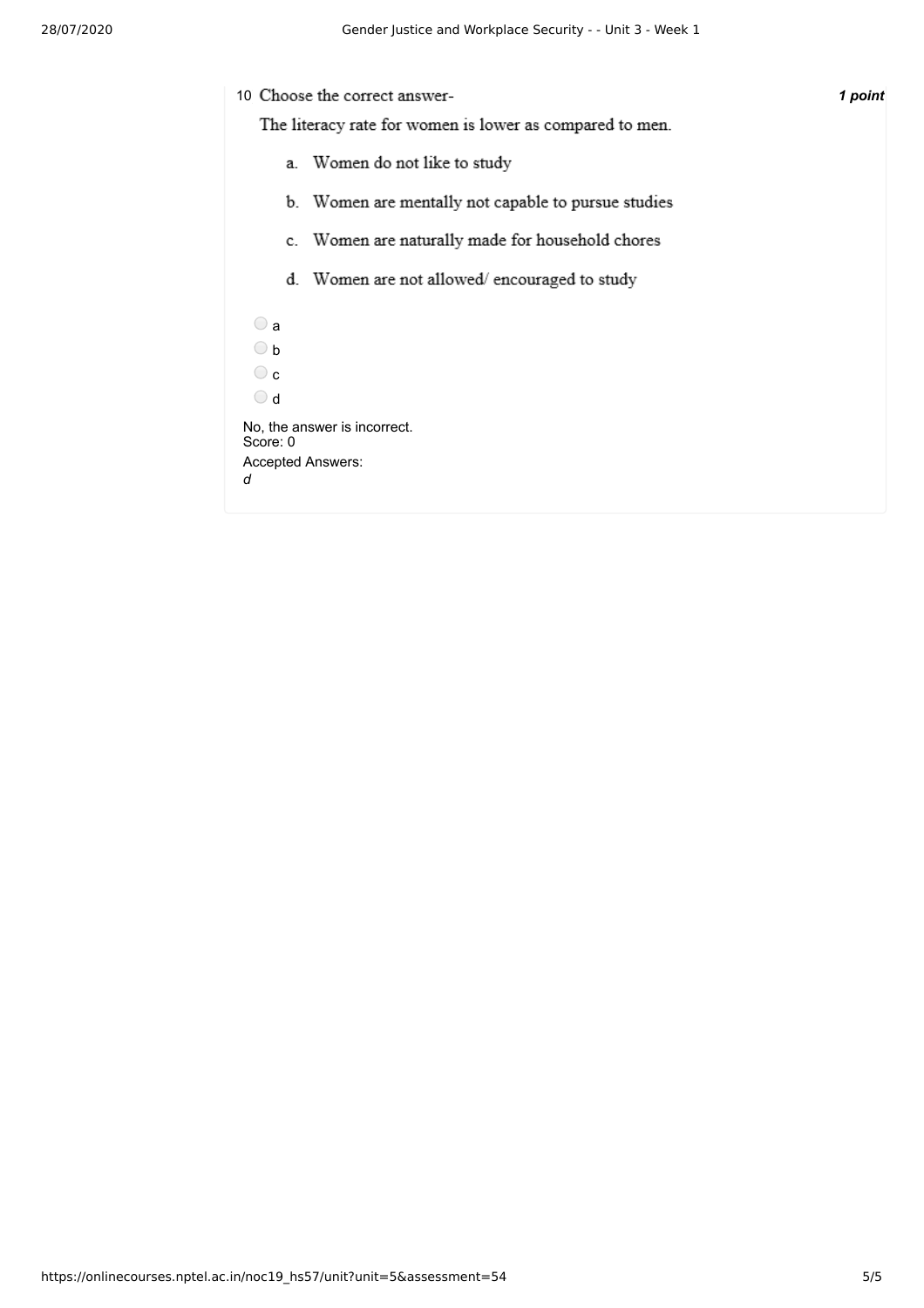10 Choose the correct answer-

**1 point**

The literacy rate for women is lower as compared to men.

a. Women do not like to study

b. Women are mentally not capable to pursue studies

c. Women are naturally made for household chores

d. Women are not allowed/ encouraged to study

- a
- b
- c
- d

No, the answer is incorrect.
Score: 0

Accepted Answers:
*d*